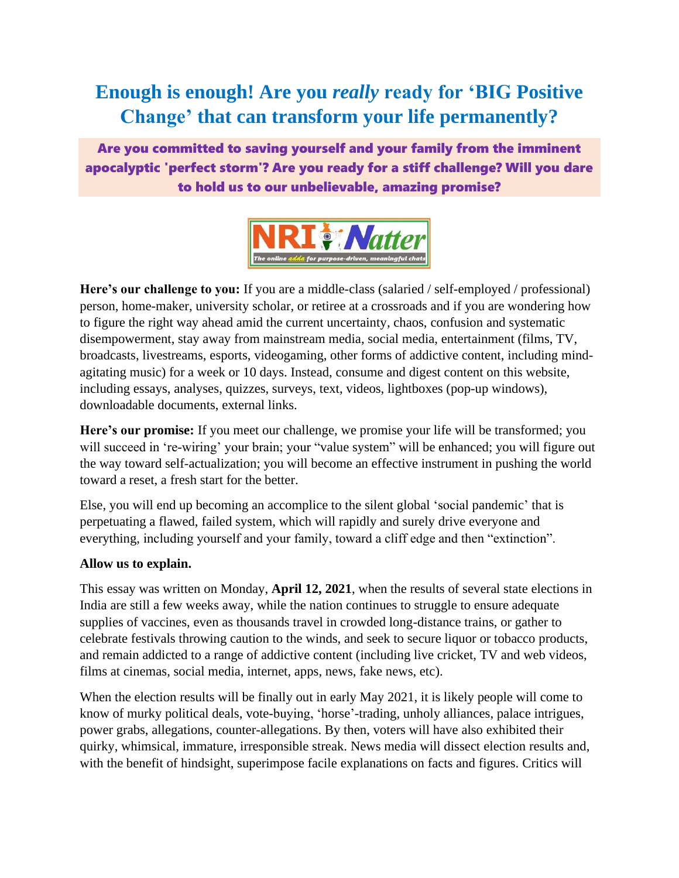# Enough is enough! Are you *really* ready for 'BIG Positive Change' that can transform your life permanently?

**Are you committed to saving yourself and your family from the imminent apocalyptic 'perfect storm'? Are you ready for a stiff challenge? Will you dare to hold us to our unbelievable, amazing promise?**

**Here's our challenge to you:** If you are a middle-class (salaried / self-employed / professional) person, home-maker, university scholar, or retiree at a crossroads and if you are wondering how to figure the right way ahead amid the current uncertainty, chaos, confusion and systematic disempowerment, stay away from mainstream media, social media, entertainment (films, TV, broadcasts, livestreams, esports, videogaming, other forms of addictive content, including mind-agitating music) for a week or 10 days. Instead, consume and digest content on this website, including essays, analyses, quizzes, surveys, text, videos, lightboxes (pop-up windows), downloadable documents, external links.

**Here's our promise:** If you meet our challenge, we promise your life will be transformed; you will succeed in 're-wiring' your brain; your "value system" will be enhanced; you will figure out the way toward self-actualization; you will become an effective instrument in pushing the world toward a reset, a fresh start for the better.

Else, you will end up becoming an accomplice to the silent global 'social pandemic' that is perpetuating a flawed, failed system, which will rapidly and surely drive everyone and everything, including yourself and your family, toward a cliff edge and then "extinction".

**Allow us to explain.**

This essay was written on Monday, **April 12, 2021**, when the results of several state elections in India are still a few weeks away, while the nation continues to struggle to ensure adequate supplies of vaccines, even as thousands travel in crowded long-distance trains, or gather to celebrate festivals throwing caution to the winds, and seek to secure liquor or tobacco products, and remain addicted to a range of addictive content (including live cricket, TV and web videos, films at cinemas, social media, internet, apps, news, fake news, etc).

When the election results will be finally out in early May 2021, it is likely people will come to know of murky political deals, vote-buying, 'horse'-trading, unholy alliances, palace intrigues, power grabs, allegations, counter-allegations. By then, voters will have also exhibited their quirky, whimsical, immature, irresponsible streak. News media will dissect election results and, with the benefit of hindsight, superimpose facile explanations on facts and figures. Critics will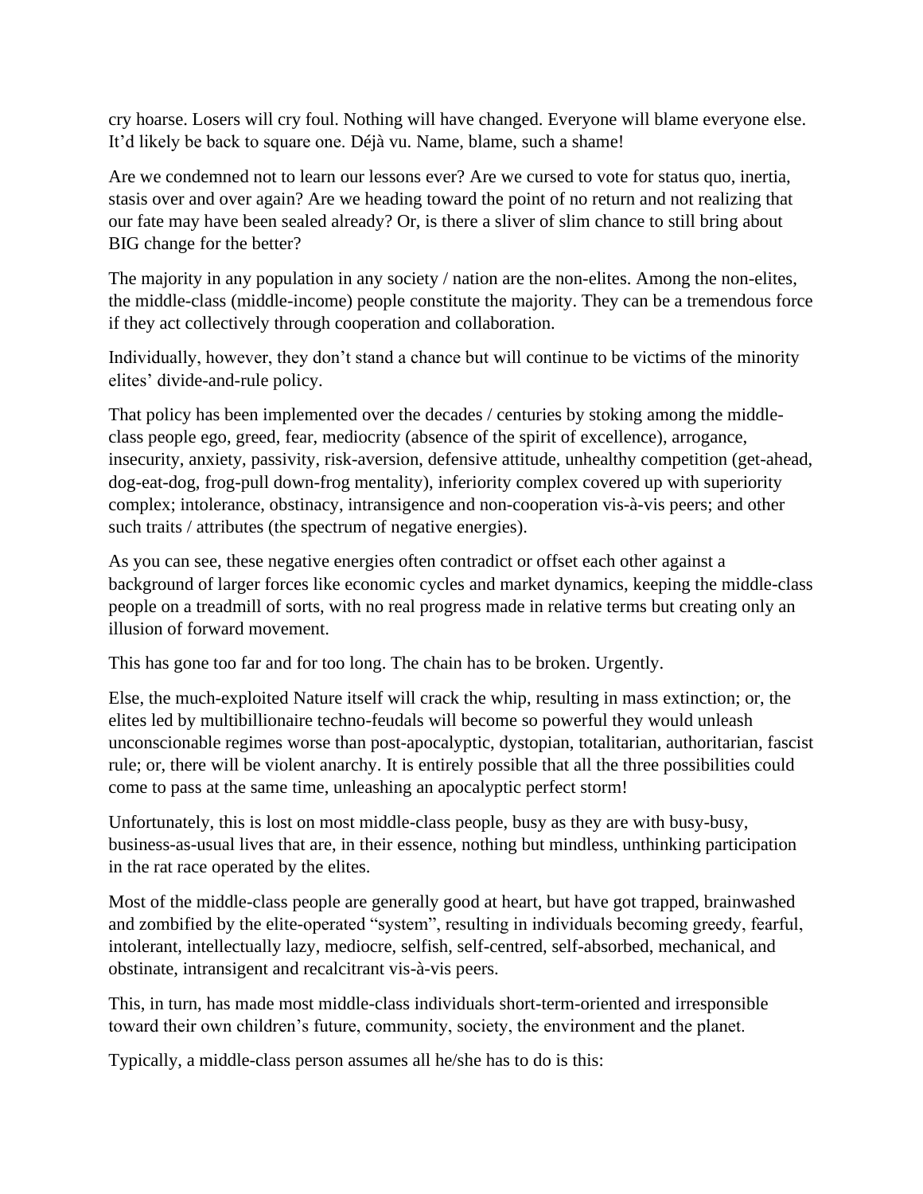cry hoarse. Losers will cry foul. Nothing will have changed. Everyone will blame everyone else. It'd likely be back to square one. Déjà vu. Name, blame, such a shame!

Are we condemned not to learn our lessons ever? Are we cursed to vote for status quo, inertia, stasis over and over again? Are we heading toward the point of no return and not realizing that our fate may have been sealed already? Or, is there a sliver of slim chance to still bring about BIG change for the better?

The majority in any population in any society / nation are the non-elites. Among the non-elites, the middle-class (middle-income) people constitute the majority. They can be a tremendous force if they act collectively through cooperation and collaboration.

Individually, however, they don't stand a chance but will continue to be victims of the minority elites' divide-and-rule policy.

That policy has been implemented over the decades / centuries by stoking among the middle-class people ego, greed, fear, mediocrity (absence of the spirit of excellence), arrogance, insecurity, anxiety, passivity, risk-aversion, defensive attitude, unhealthy competition (get-ahead, dog-eat-dog, frog-pull down-frog mentality), inferiority complex covered up with superiority complex; intolerance, obstinacy, intransigence and non-cooperation vis-à-vis peers; and other such traits / attributes (the spectrum of negative energies).

As you can see, these negative energies often contradict or offset each other against a background of larger forces like economic cycles and market dynamics, keeping the middle-class people on a treadmill of sorts, with no real progress made in relative terms but creating only an illusion of forward movement.

This has gone too far and for too long. The chain has to be broken. Urgently.

Else, the much-exploited Nature itself will crack the whip, resulting in mass extinction; or, the elites led by multibillionaire techno-feudals will become so powerful they would unleash unconscionable regimes worse than post-apocalyptic, dystopian, totalitarian, authoritarian, fascist rule; or, there will be violent anarchy. It is entirely possible that all the three possibilities could come to pass at the same time, unleashing an apocalyptic perfect storm!

Unfortunately, this is lost on most middle-class people, busy as they are with busy-busy, business-as-usual lives that are, in their essence, nothing but mindless, unthinking participation in the rat race operated by the elites.

Most of the middle-class people are generally good at heart, but have got trapped, brainwashed and zombified by the elite-operated "system", resulting in individuals becoming greedy, fearful, intolerant, intellectually lazy, mediocre, selfish, self-centred, self-absorbed, mechanical, and obstinate, intransigent and recalcitrant vis-à-vis peers.

This, in turn, has made most middle-class individuals short-term-oriented and irresponsible toward their own children's future, community, society, the environment and the planet.

Typically, a middle-class person assumes all he/she has to do is this: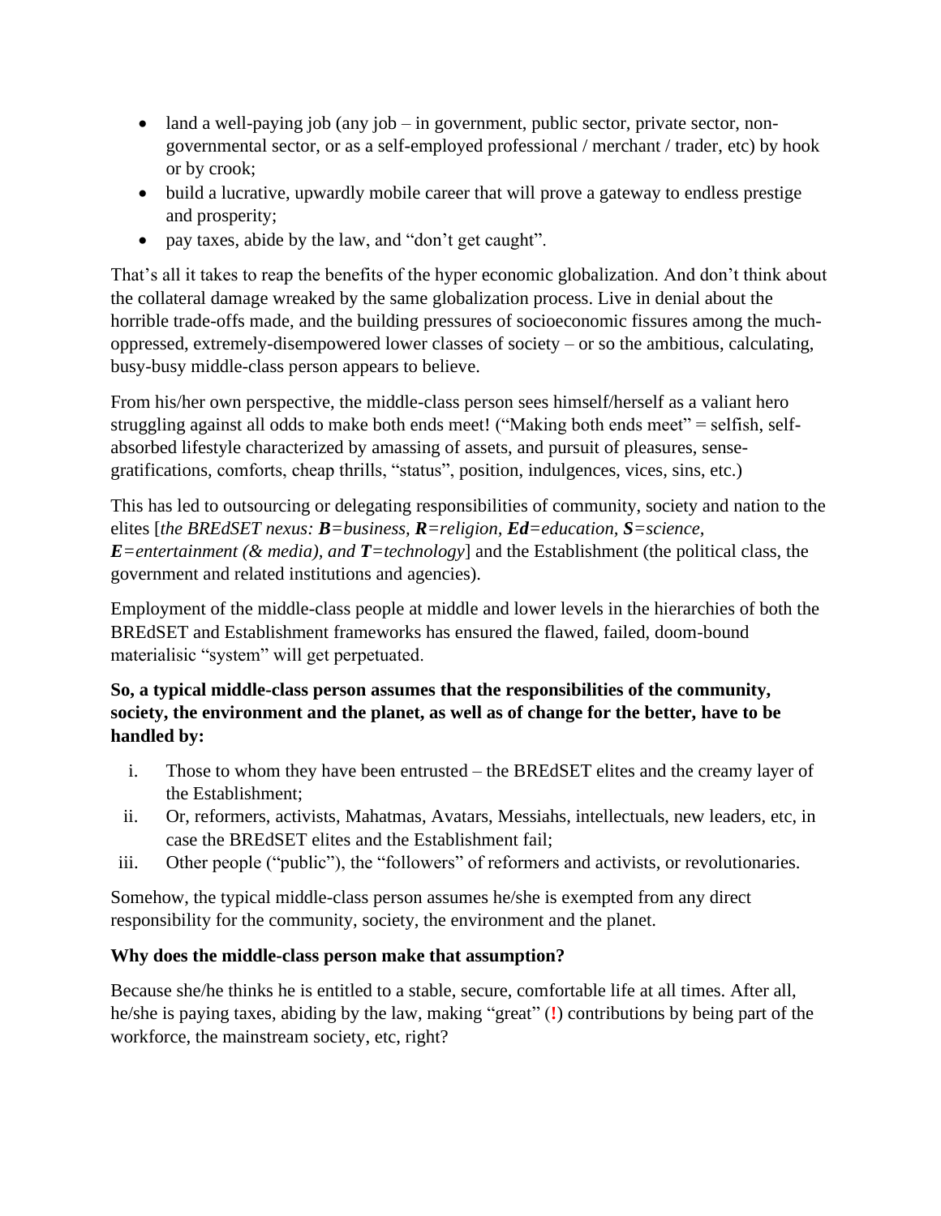- land a well-paying job (any job – in government, public sector, private sector, non-governmental sector, or as a self-employed professional / merchant / trader, etc) by hook or by crook;
- build a lucrative, upwardly mobile career that will prove a gateway to endless prestige and prosperity;
- pay taxes, abide by the law, and "don't get caught".

That's all it takes to reap the benefits of the hyper economic globalization. And don't think about the collateral damage wreaked by the same globalization process. Live in denial about the horrible trade-offs made, and the building pressures of socioeconomic fissures among the much-oppressed, extremely-disempowered lower classes of society – or so the ambitious, calculating, busy-busy middle-class person appears to believe.

From his/her own perspective, the middle-class person sees himself/herself as a valiant hero struggling against all odds to make both ends meet! ("Making both ends meet" = selfish, self-absorbed lifestyle characterized by amassing of assets, and pursuit of pleasures, sense-gratifications, comforts, cheap thrills, "status", position, indulgences, vices, sins, etc.)

This has led to outsourcing or delegating responsibilities of community, society and nation to the elites [*the BREdSET nexus: **B**=business, **R**=religion, **Ed**=education, **S**=science, **E**=entertainment (& media), and **T**=technology*] and the Establishment (the political class, the government and related institutions and agencies).

Employment of the middle-class people at middle and lower levels in the hierarchies of both the BREdSET and Establishment frameworks has ensured the flawed, failed, doom-bound materialisic "system" will get perpetuated.

**So, a typical middle-class person assumes that the responsibilities of the community, society, the environment and the planet, as well as of change for the better, have to be handled by:**

i. Those to whom they have been entrusted – the BREdSET elites and the creamy layer of the Establishment;
ii. Or, reformers, activists, Mahatmas, Avatars, Messiahs, intellectuals, new leaders, etc, in case the BREdSET elites and the Establishment fail;
iii. Other people ("public"), the "followers" of reformers and activists, or revolutionaries.

Somehow, the typical middle-class person assumes he/she is exempted from any direct responsibility for the community, society, the environment and the planet.

**Why does the middle-class person make that assumption?**

Because she/he thinks he is entitled to a stable, secure, comfortable life at all times. After all, he/she is paying taxes, abiding by the law, making "great" (**!**) contributions by being part of the workforce, the mainstream society, etc, right?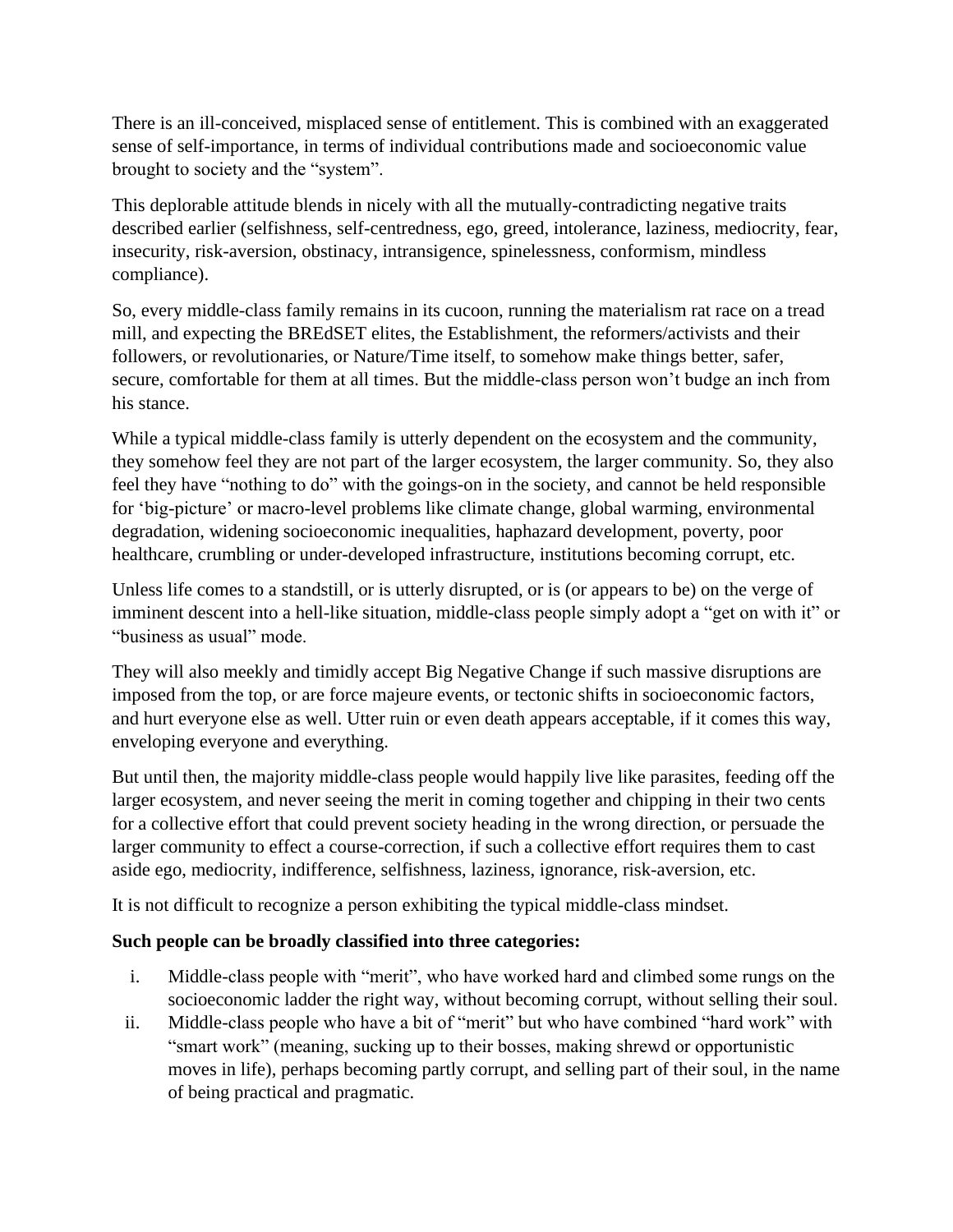There is an ill-conceived, misplaced sense of entitlement. This is combined with an exaggerated sense of self-importance, in terms of individual contributions made and socioeconomic value brought to society and the "system".

This deplorable attitude blends in nicely with all the mutually-contradicting negative traits described earlier (selfishness, self-centredness, ego, greed, intolerance, laziness, mediocrity, fear, insecurity, risk-aversion, obstinacy, intransigence, spinelessness, conformism, mindless compliance).

So, every middle-class family remains in its cucoon, running the materialism rat race on a tread mill, and expecting the BREdSET elites, the Establishment, the reformers/activists and their followers, or revolutionaries, or Nature/Time itself, to somehow make things better, safer, secure, comfortable for them at all times. But the middle-class person won't budge an inch from his stance.

While a typical middle-class family is utterly dependent on the ecosystem and the community, they somehow feel they are not part of the larger ecosystem, the larger community. So, they also feel they have "nothing to do" with the goings-on in the society, and cannot be held responsible for 'big-picture' or macro-level problems like climate change, global warming, environmental degradation, widening socioeconomic inequalities, haphazard development, poverty, poor healthcare, crumbling or under-developed infrastructure, institutions becoming corrupt, etc.

Unless life comes to a standstill, or is utterly disrupted, or is (or appears to be) on the verge of imminent descent into a hell-like situation, middle-class people simply adopt a "get on with it" or "business as usual" mode.

They will also meekly and timidly accept Big Negative Change if such massive disruptions are imposed from the top, or are force majeure events, or tectonic shifts in socioeconomic factors, and hurt everyone else as well. Utter ruin or even death appears acceptable, if it comes this way, enveloping everyone and everything.

But until then, the majority middle-class people would happily live like parasites, feeding off the larger ecosystem, and never seeing the merit in coming together and chipping in their two cents for a collective effort that could prevent society heading in the wrong direction, or persuade the larger community to effect a course-correction, if such a collective effort requires them to cast aside ego, mediocrity, indifference, selfishness, laziness, ignorance, risk-aversion, etc.

It is not difficult to recognize a person exhibiting the typical middle-class mindset.

**Such people can be broadly classified into three categories:**

i. Middle-class people with "merit", who have worked hard and climbed some rungs on the socioeconomic ladder the right way, without becoming corrupt, without selling their soul.
ii. Middle-class people who have a bit of "merit" but who have combined "hard work" with "smart work" (meaning, sucking up to their bosses, making shrewd or opportunistic moves in life), perhaps becoming partly corrupt, and selling part of their soul, in the name of being practical and pragmatic.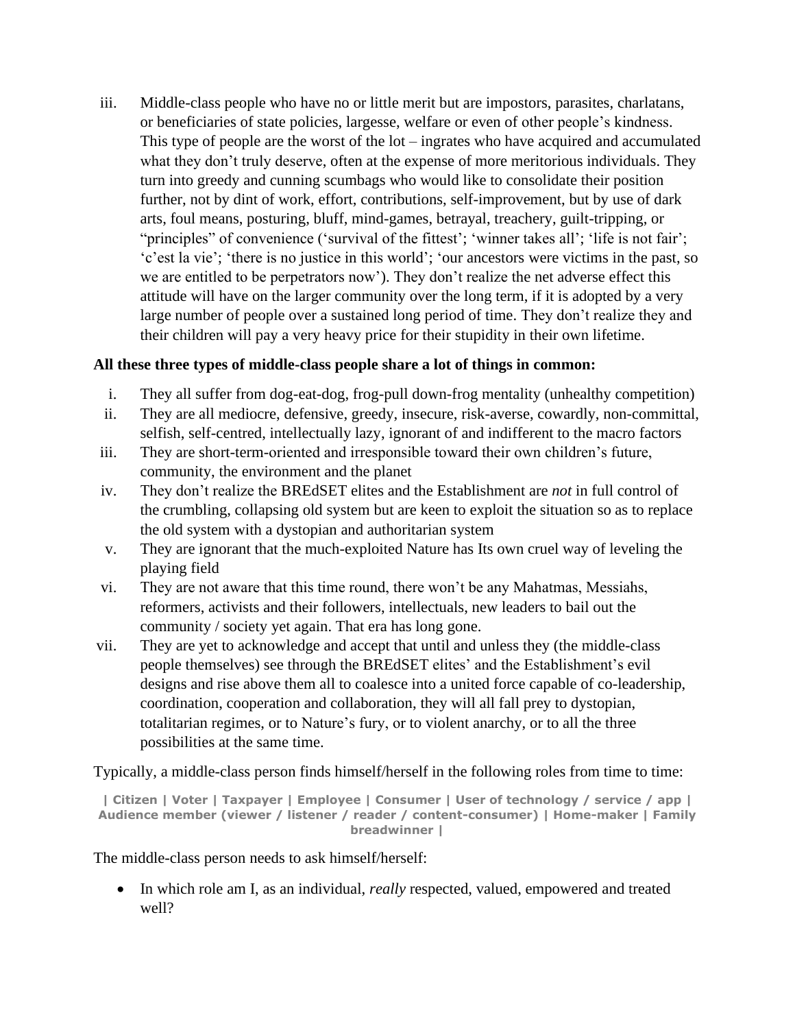iii. Middle-class people who have no or little merit but are impostors, parasites, charlatans, or beneficiaries of state policies, largesse, welfare or even of other people's kindness. This type of people are the worst of the lot – ingrates who have acquired and accumulated what they don't truly deserve, often at the expense of more meritorious individuals. They turn into greedy and cunning scumbags who would like to consolidate their position further, not by dint of work, effort, contributions, self-improvement, but by use of dark arts, foul means, posturing, bluff, mind-games, betrayal, treachery, guilt-tripping, or "principles" of convenience ('survival of the fittest'; 'winner takes all'; 'life is not fair'; 'c'est la vie'; 'there is no justice in this world'; 'our ancestors were victims in the past, so we are entitled to be perpetrators now'). They don't realize the net adverse effect this attitude will have on the larger community over the long term, if it is adopted by a very large number of people over a sustained long period of time. They don't realize they and their children will pay a very heavy price for their stupidity in their own lifetime.

**All these three types of middle-class people share a lot of things in common:**

i. They all suffer from dog-eat-dog, frog-pull down-frog mentality (unhealthy competition)
ii. They are all mediocre, defensive, greedy, insecure, risk-averse, cowardly, non-committal, selfish, self-centred, intellectually lazy, ignorant of and indifferent to the macro factors
iii. They are short-term-oriented and irresponsible toward their own children's future, community, the environment and the planet
iv. They don't realize the BREdSET elites and the Establishment are *not* in full control of the crumbling, collapsing old system but are keen to exploit the situation so as to replace the old system with a dystopian and authoritarian system
v. They are ignorant that the much-exploited Nature has Its own cruel way of leveling the playing field
vi. They are not aware that this time round, there won't be any Mahatmas, Messiahs, reformers, activists and their followers, intellectuals, new leaders to bail out the community / society yet again. That era has long gone.
vii. They are yet to acknowledge and accept that until and unless they (the middle-class people themselves) see through the BREdSET elites' and the Establishment's evil designs and rise above them all to coalesce into a united force capable of co-leadership, coordination, cooperation and collaboration, they will all fall prey to dystopian, totalitarian regimes, or to Nature's fury, or to violent anarchy, or to all the three possibilities at the same time.

Typically, a middle-class person finds himself/herself in the following roles from time to time:

**| Citizen | Voter | Taxpayer | Employee | Consumer | User of technology / service / app | Audience member (viewer / listener / reader / content-consumer) | Home-maker | Family breadwinner |**

The middle-class person needs to ask himself/herself:

- In which role am I, as an individual, *really* respected, valued, empowered and treated well?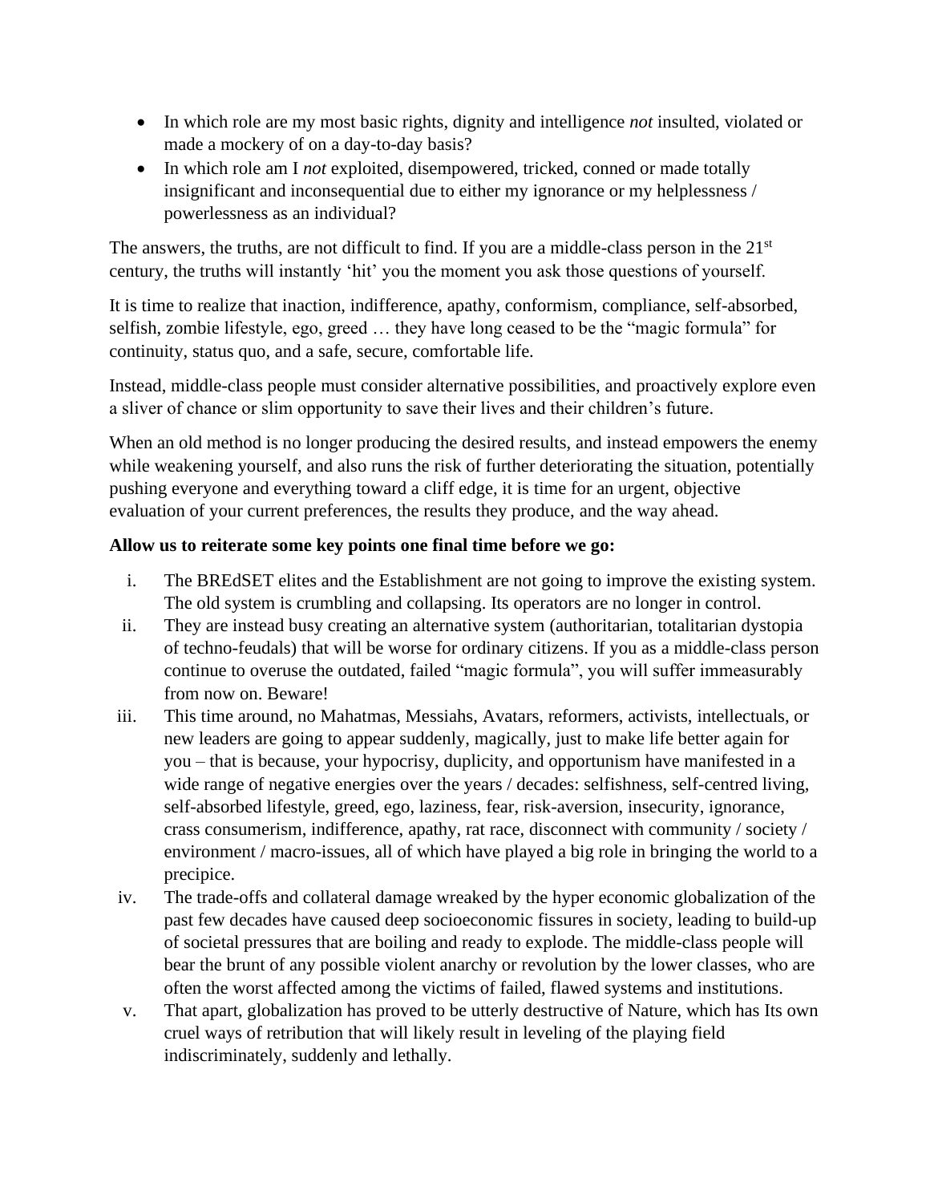- In which role are my most basic rights, dignity and intelligence *not* insulted, violated or made a mockery of on a day-to-day basis?
- In which role am I *not* exploited, disempowered, tricked, conned or made totally insignificant and inconsequential due to either my ignorance or my helplessness / powerlessness as an individual?

The answers, the truths, are not difficult to find. If you are a middle-class person in the 21st century, the truths will instantly 'hit' you the moment you ask those questions of yourself.

It is time to realize that inaction, indifference, apathy, conformism, compliance, self-absorbed, selfish, zombie lifestyle, ego, greed … they have long ceased to be the "magic formula" for continuity, status quo, and a safe, secure, comfortable life.

Instead, middle-class people must consider alternative possibilities, and proactively explore even a sliver of chance or slim opportunity to save their lives and their children's future.

When an old method is no longer producing the desired results, and instead empowers the enemy while weakening yourself, and also runs the risk of further deteriorating the situation, potentially pushing everyone and everything toward a cliff edge, it is time for an urgent, objective evaluation of your current preferences, the results they produce, and the way ahead.

**Allow us to reiterate some key points one final time before we go:**

i. The BREdSET elites and the Establishment are not going to improve the existing system. The old system is crumbling and collapsing. Its operators are no longer in control.
ii. They are instead busy creating an alternative system (authoritarian, totalitarian dystopia of techno-feudals) that will be worse for ordinary citizens. If you as a middle-class person continue to overuse the outdated, failed "magic formula", you will suffer immeasurably from now on. Beware!
iii. This time around, no Mahatmas, Messiahs, Avatars, reformers, activists, intellectuals, or new leaders are going to appear suddenly, magically, just to make life better again for you – that is because, your hypocrisy, duplicity, and opportunism have manifested in a wide range of negative energies over the years / decades: selfishness, self-centred living, self-absorbed lifestyle, greed, ego, laziness, fear, risk-aversion, insecurity, ignorance, crass consumerism, indifference, apathy, rat race, disconnect with community / society / environment / macro-issues, all of which have played a big role in bringing the world to a precipice.
iv. The trade-offs and collateral damage wreaked by the hyper economic globalization of the past few decades have caused deep socioeconomic fissures in society, leading to build-up of societal pressures that are boiling and ready to explode. The middle-class people will bear the brunt of any possible violent anarchy or revolution by the lower classes, who are often the worst affected among the victims of failed, flawed systems and institutions.
v. That apart, globalization has proved to be utterly destructive of Nature, which has Its own cruel ways of retribution that will likely result in leveling of the playing field indiscriminately, suddenly and lethally.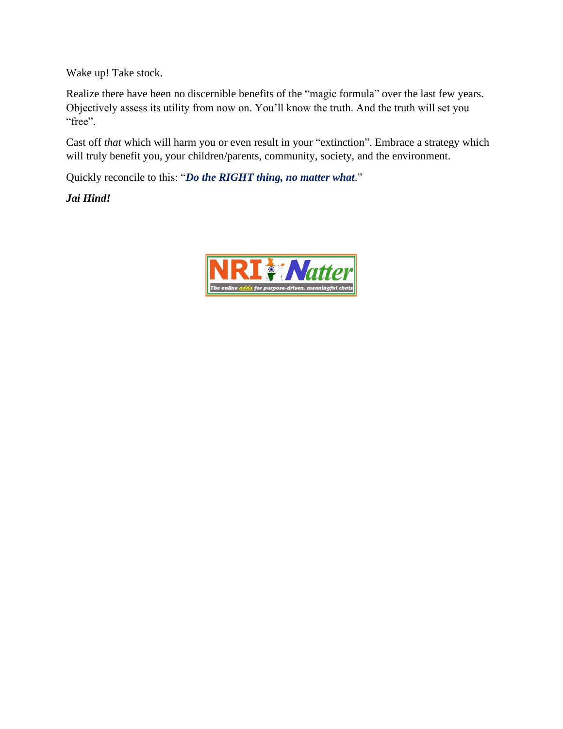Wake up! Take stock.

Realize there have been no discernible benefits of the "magic formula" over the last few years. Objectively assess its utility from now on. You'll know the truth. And the truth will set you "free".

Cast off *that* which will harm you or even result in your "extinction". Embrace a strategy which will truly benefit you, your children/parents, community, society, and the environment.

Quickly reconcile to this: "***Do the RIGHT thing, no matter what***."

***Jai Hind!***